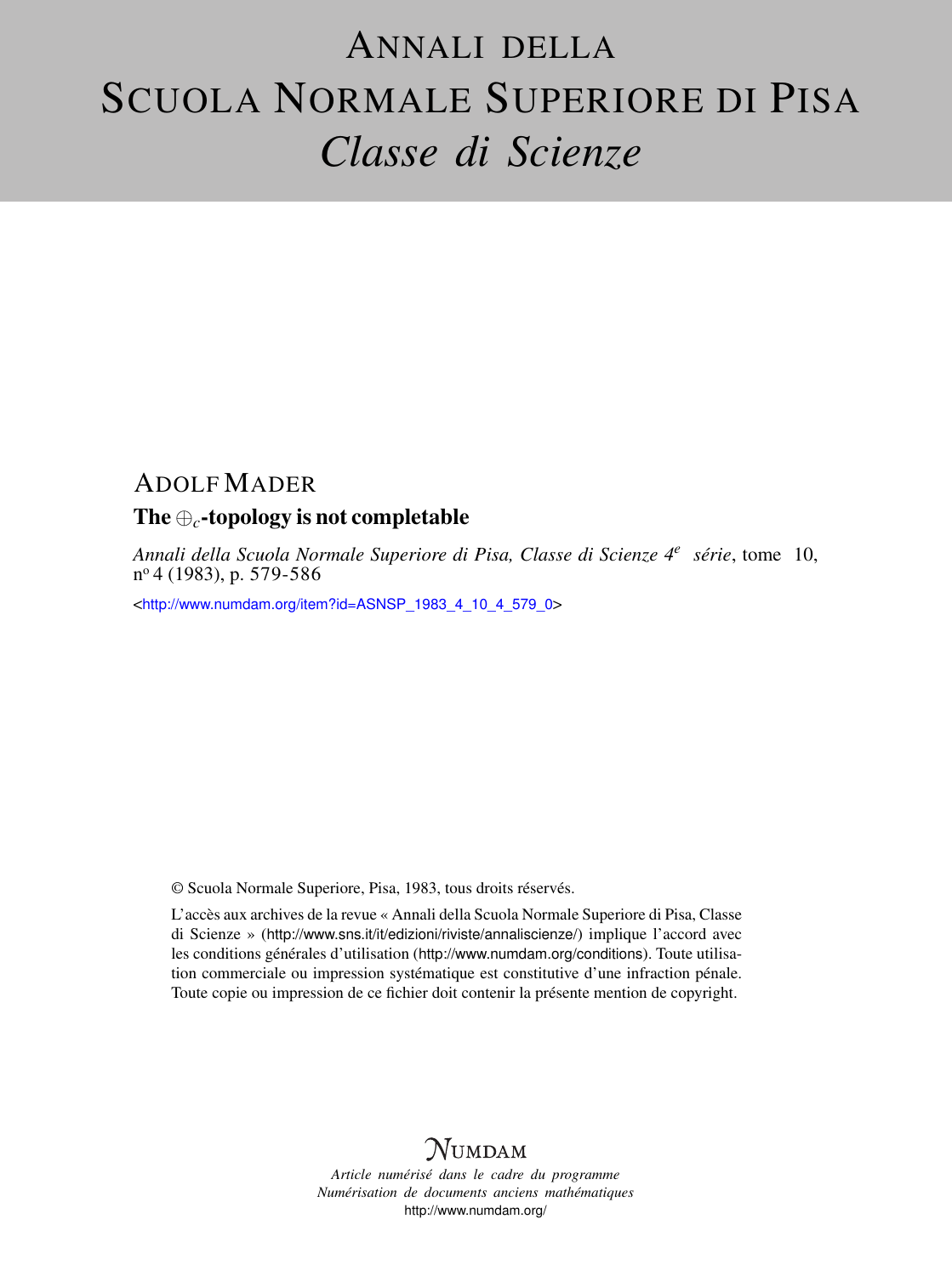# Annali della Scuola Normale Superiore di Pisa
## *Classe di Scienze*

ADOLF MADER

**The $\oplus_c$-topology is not completable**

*Annali della Scuola Normale Superiore di Pisa, Classe di Scienze 4e série*, tome 10, nº 4 (1983), p. 579-586

<http://www.numdam.org/item?id=ASNSP_1983_4_10_4_579_0>

© Scuola Normale Superiore, Pisa, 1983, tous droits réservés.

L'accès aux archives de la revue « Annali della Scuola Normale Superiore di Pisa, Classe di Scienze » (http://www.sns.it/it/edizioni/riviste/annaliscienze/) implique l'accord avec les conditions générales d'utilisation (http://www.numdam.org/conditions). Toute utilisation commerciale ou impression systématique est constitutive d'une infraction pénale. Toute copie ou impression de ce fichier doit contenir la présente mention de copyright.

$\mathcal{N}$UMDAM

*Article numérisé dans le cadre du programme*
*Numérisation de documents anciens mathématiques*
http://www.numdam.org/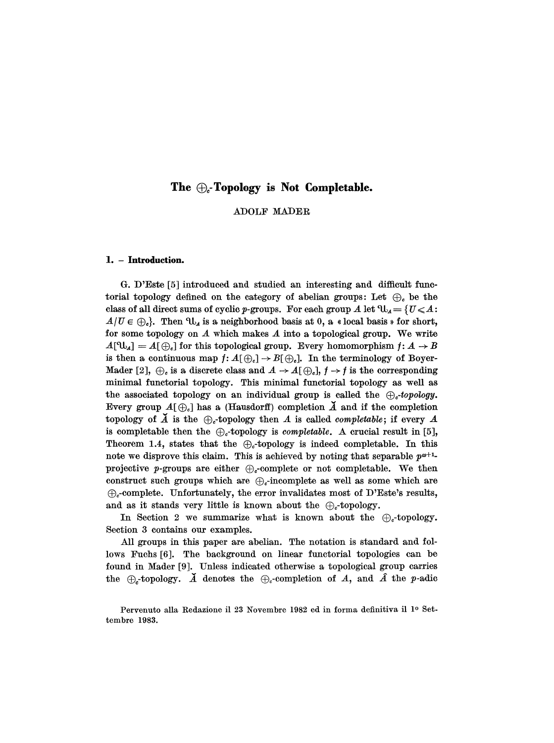# The $\oplus_c$-Topology is Not Completable.

ADOLF MADER

## 1. – Introduction.

G. D'Este [5] introduced and studied an interesting and difficult functorial topology defined on the category of abelian groups: Let $\oplus_c$ be the class of all direct sums of cyclic $p$-groups. For each group $A$ let $\mathfrak{U}_A = \{U \leqslant A: A/U \in \oplus_c\}$. Then $\mathfrak{U}_A$ is a neighborhood basis at 0, a « local basis » for short, for some topology on $A$ which makes $A$ into a topological group. We write $A[\mathfrak{U}_A] = A[\oplus_c]$ for this topological group. Every homomorphism $f: A \to B$ is then a continuous map $f: A[\oplus_c] \to B[\oplus_c]$. In the terminology of Boyer-Mader [2], $\oplus_c$ is a discrete class and $A \to A[\oplus_c]$, $f \to f$ is the corresponding minimal functorial topology. This minimal functorial topology as well as the associated topology on an individual group is called the *$\oplus_c$-topology*. Every group $A[\oplus_c]$ has a (Hausdorff) completion $\check{A}$ and if the completion topology of $\check{A}$ is the $\oplus_c$-topology then $A$ is called *completable*; if every $A$ is completable then the $\oplus_c$-topology is *completable*. A crucial result in [5], Theorem 1.4, states that the $\oplus_c$-topology is indeed completable. In this note we disprove this claim. This is achieved by noting that separable $p^{\omega+1}$-projective $p$-groups are either $\oplus_c$-complete or not completable. We then construct such groups which are $\oplus_c$-incomplete as well as some which are $\oplus_c$-complete. Unfortunately, the error invalidates most of D'Este's results, and as it stands very little is known about the $\oplus_c$-topology.

In Section 2 we summarize what is known about the $\oplus_c$-topology. Section 3 contains our examples.

All groups in this paper are abelian. The notation is standard and follows Fuchs [6]. The background on linear functorial topologies can be found in Mader [9]. Unless indicated otherwise a topological group carries the $\oplus_c$-topology. $\check{A}$ denotes the $\oplus_c$-completion of $A$, and $\hat{A}$ the $p$-adic

Pervenuto alla Redazione il 23 Novembre 1982 ed in forma definitiva il 1° Settembre 1983.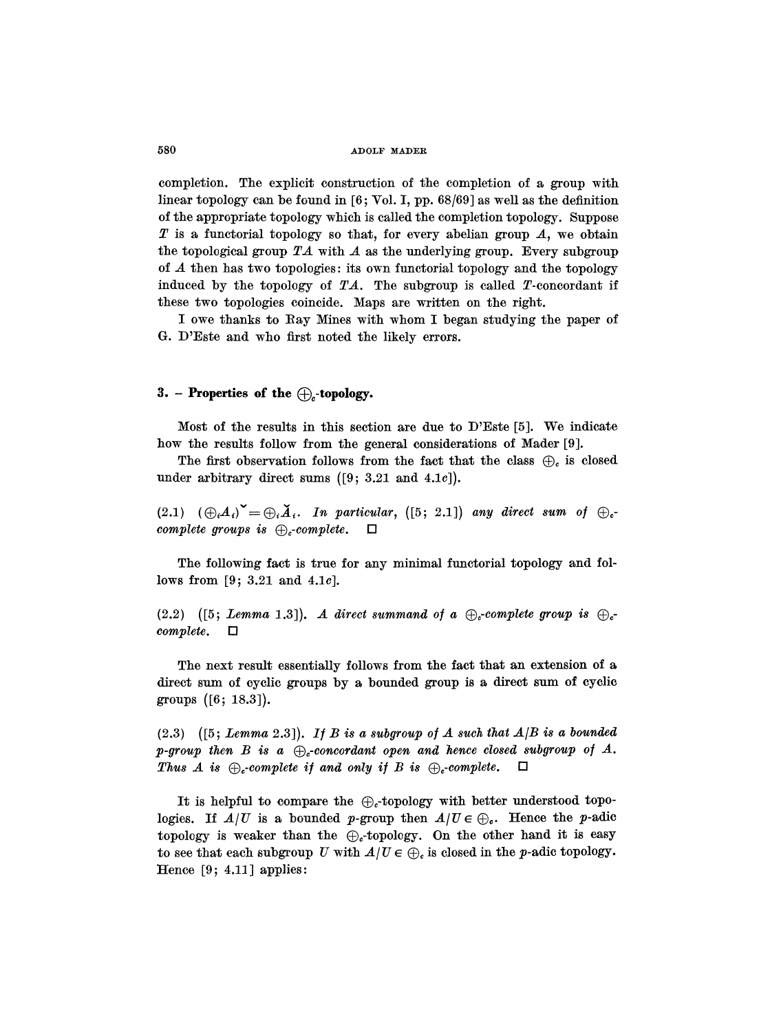completion. The explicit construction of the completion of a group with linear topology can be found in [6; Vol. I, pp. 68/69] as well as the definition of the appropriate topology which is called the completion topology. Suppose $T$ is a functorial topology so that, for every abelian group $A$, we obtain the topological group $TA$ with $A$ as the underlying group. Every subgroup of $A$ then has two topologies: its own functorial topology and the topology induced by the topology of $TA$. The subgroup is called $T$-concordant if these two topologies coincide. Maps are written on the right.

I owe thanks to Ray Mines with whom I began studying the paper of G. D'Este and who first noted the likely errors.

## 3. – Properties of the $\oplus_c$-topology.

Most of the results in this section are due to D'Este [5]. We indicate how the results follow from the general considerations of Mader [9].

The first observation follows from the fact that the class $\oplus_c$ is closed under arbitrary direct sums ([9; 3.21 and 4.1c]).

(2.1) $(\oplus_i A_i)\check{} = \oplus_i \check{A}_i$. *In particular,* ([5; 2.1]) *any direct sum of* $\oplus_c$-*complete groups is* $\oplus_c$-*complete.* □

The following fact is true for any minimal functorial topology and follows from [9; 3.21 and 4.1c].

(2.2) ([5; *Lemma* 1.3]). *A direct summand of a* $\oplus_c$-*complete group is* $\oplus_c$-*complete.* □

The next result essentially follows from the fact that an extension of a direct sum of cyclic groups by a bounded group is a direct sum of cyclic groups ([6; 18.3]).

(2.3) ([5; *Lemma* 2.3]). *If* $B$ *is a subgroup of* $A$ *such that* $A/B$ *is a bounded* $p$-*group then* $B$ *is a* $\oplus_c$-*concordant open and hence closed subgroup of* $A$. *Thus* $A$ *is* $\oplus_c$-*complete if and only if* $B$ *is* $\oplus_c$-*complete.* □

It is helpful to compare the $\oplus_c$-topology with better understood topologies. If $A/U$ is a bounded $p$-group then $A/U \in \oplus_c$. Hence the $p$-adic topology is weaker than the $\oplus_c$-topology. On the other hand it is easy to see that each subgroup $U$ with $A/U \in \oplus_c$ is closed in the $p$-adic topology. Hence [9; 4.11] applies: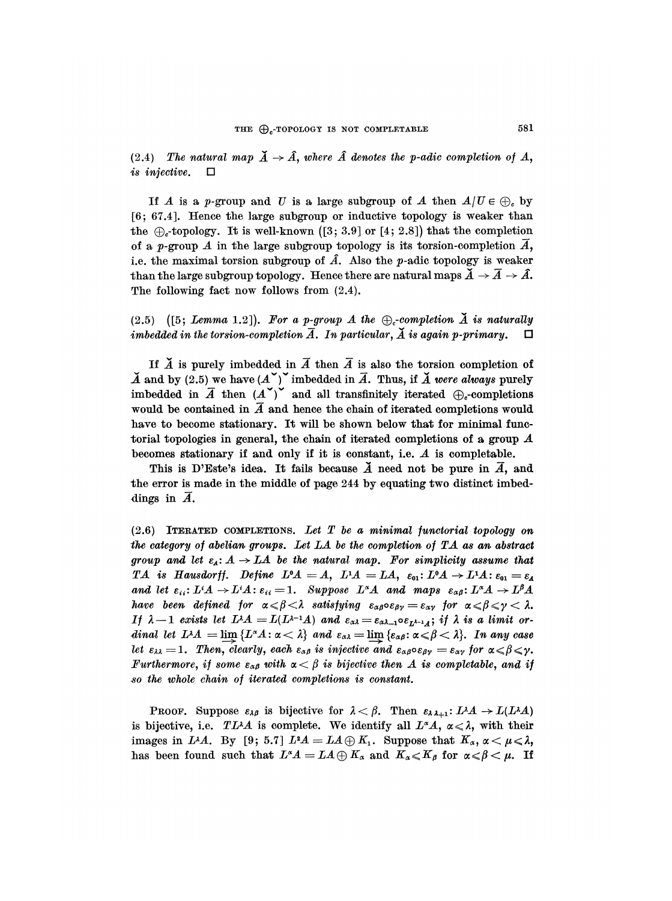(2.4) *The natural map* $\check{A} \to \hat{A}$, *where* $\hat{A}$ *denotes the p-adic completion of* $A$, *is injective.* □

If $A$ is a $p$-group and $U$ is a large subgroup of $A$ then $A/U \in \bigoplus_c$ by [6; 67.4]. Hence the large subgroup or inductive topology is weaker than the $\bigoplus_c$-topology. It is well-known ([3; 3.9] or [4; 2.8]) that the completion of a $p$-group $A$ in the large subgroup topology is its torsion-completion $\bar{A}$, i.e. the maximal torsion subgroup of $\hat{A}$. Also the $p$-adic topology is weaker than the large subgroup topology. Hence there are natural maps $\check{A} \to \bar{A} \to \hat{A}$. The following fact now follows from (2.4).

(2.5) ([5; *Lemma* 1.2]). *For a p-group* $A$ *the* $\bigoplus_c$*-completion* $\check{A}$ *is naturally imbedded in the torsion-completion* $\bar{A}$. *In particular,* $\check{A}$ *is again p-primary.* □

If $\check{A}$ is purely imbedded in $\bar{A}$ then $\bar{A}$ is also the torsion completion of $\check{A}$ and by (2.5) we have $(A^{\vee})^{\vee}$ imbedded in $\bar{A}$. Thus, if $\check{A}$ *were always* purely imbedded in $\bar{A}$ then $(A^{\vee})^{\vee}$ and all transfinitely iterated $\bigoplus_c$-completions would be contained in $\bar{A}$ and hence the chain of iterated completions would have to become stationary. It will be shown below that for minimal functorial topologies in general, the chain of iterated completions of a group $A$ becomes stationary if and only if it is constant, i.e. $A$ is completable.

This is D'Este's idea. It fails because $\check{A}$ need not be pure in $\bar{A}$, and the error is made in the middle of page 244 by equating two distinct imbeddings in $\bar{A}$.

(2.6) ITERATED COMPLETIONS. *Let* $T$ *be a minimal functorial topology on the category of abelian groups. Let* $LA$ *be the completion of* $TA$ *as an abstract group and let* $\varepsilon_A\colon A \to LA$ *be the natural map. For simplicity assume that* $TA$ *is Hausdorff. Define* $L^0A = A$, $L^1A = LA$, $\varepsilon_{01}\colon L^0A \to L^1A\colon \varepsilon_{01} = \varepsilon_A$ *and let* $\varepsilon_{ii}\colon L^iA \to L^iA\colon \varepsilon_{ii} = 1$. *Suppose* $L^{\alpha}A$ *and maps* $\varepsilon_{\alpha\beta}\colon L^{\alpha}A \to L^{\beta}A$ *have been defined for* $\alpha \leqslant \beta < \lambda$ *satisfying* $\varepsilon_{\alpha\beta} \circ \varepsilon_{\beta\gamma} = \varepsilon_{\alpha\gamma}$ *for* $\alpha \leqslant \beta \leqslant \gamma < \lambda$. *If* $\lambda - 1$ *exists let* $L^{\lambda}A = L(L^{\lambda-1}A)$ *and* $\varepsilon_{\alpha\lambda} = \varepsilon_{\alpha\lambda-1} \circ \varepsilon_{L^{\lambda-1}A}$; *if* $\lambda$ *is a limit ordinal let* $L^{\lambda}A = \varinjlim \{L^{\alpha}A\colon \alpha < \lambda\}$ *and* $\varepsilon_{\alpha\lambda} = \varinjlim \{\varepsilon_{\alpha\beta}\colon \alpha \leqslant \beta < \lambda\}$. *In any case let* $\varepsilon_{\lambda\lambda} = 1$. *Then, clearly, each* $\varepsilon_{\alpha\beta}$ *is injective and* $\varepsilon_{\alpha\beta} \circ \varepsilon_{\beta\gamma} = \varepsilon_{\alpha\gamma}$ *for* $\alpha \leqslant \beta \leqslant \gamma$. *Furthermore, if some* $\varepsilon_{\alpha\beta}$ *with* $\alpha < \beta$ *is bijective then* $A$ *is completable, and if so the whole chain of iterated completions is constant.*

PROOF. Suppose $\varepsilon_{\lambda\beta}$ is bijective for $\lambda < \beta$. Then $\varepsilon_{\lambda\,\lambda+1}\colon L^{\lambda}A \to L(L^{\lambda}A)$ is bijective, i.e. $TL^{\lambda}A$ is complete. We identify all $L^{\alpha}A$, $\alpha \leqslant \lambda$, with their images in $L^{\lambda}A$. By [9; 5.7] $L^2A = LA \oplus K_1$. Suppose that $K_{\alpha}$, $\alpha < \mu \leqslant \lambda$, has been found such that $L^{\alpha}A = LA \oplus K_{\alpha}$ and $K_{\alpha} \leqslant K_{\beta}$ for $\alpha \leqslant \beta < \mu$. If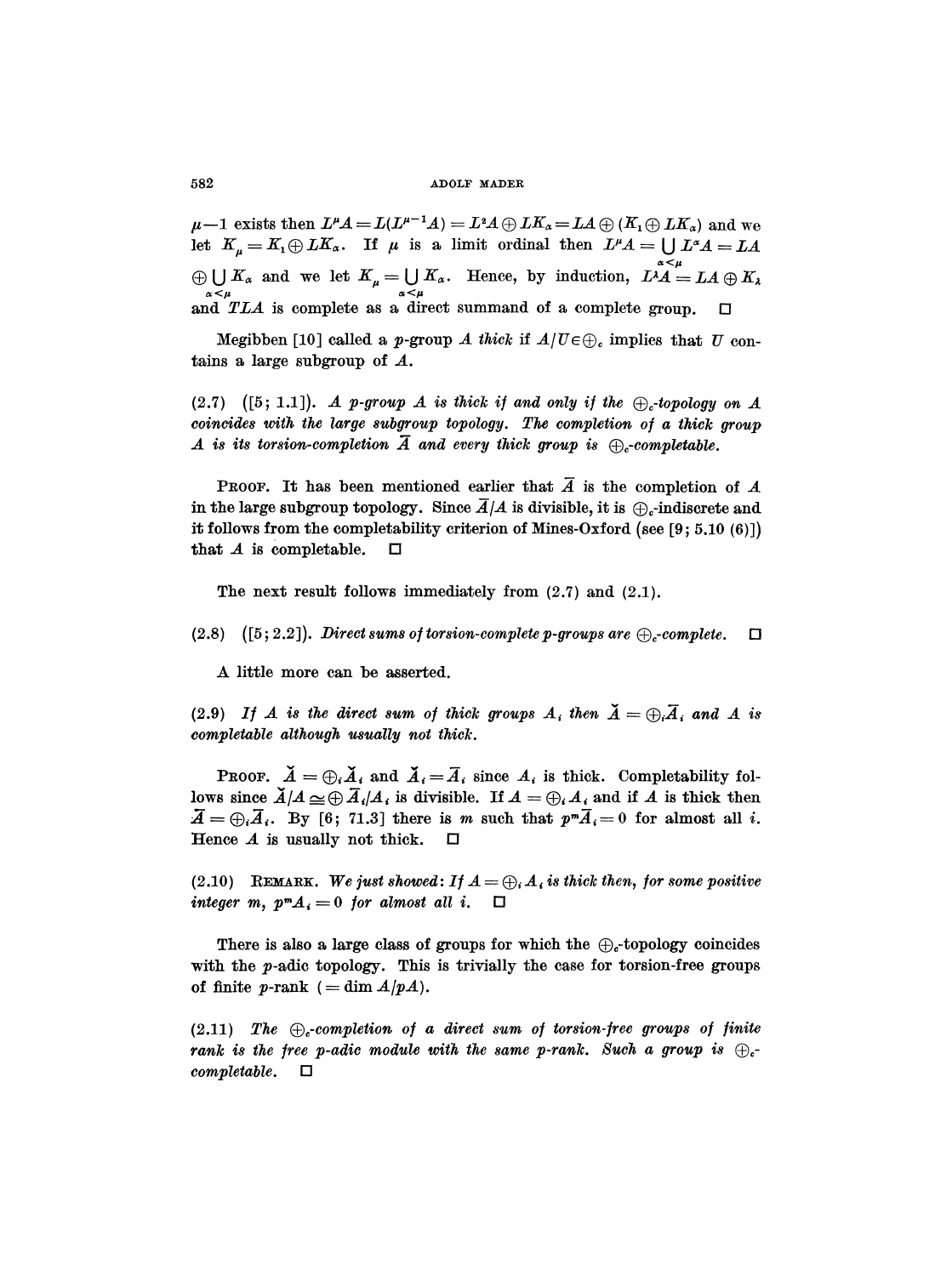$\mu-1$ exists then $L^\mu A = L(L^{\mu-1}A) = L^2 A \oplus LK_\alpha = LA \oplus (K_1 \oplus LK_\alpha)$ and we let $K_\mu = K_1 \oplus LK_\alpha$. If $\mu$ is a limit ordinal then $L^\mu A = \bigcup_{\alpha<\mu} L^\alpha A = LA \oplus \bigcup_{\alpha<\mu} K_\alpha$ and we let $K_\mu = \bigcup_{\alpha<\mu} K_\alpha$. Hence, by induction, $L^\lambda A = LA \oplus K_\lambda$ and $TLA$ is complete as a direct summand of a complete group. □

Megibben [10] called a $p$-group $A$ *thick* if $A/U \in \oplus_c$ implies that $U$ contains a large subgroup of $A$.

(2.7) ([5; 1.1]). *A $p$-group $A$ is thick if and only if the $\oplus_c$-topology on $A$ coincides with the large subgroup topology. The completion of a thick group $A$ is its torsion-completion $\bar{A}$ and every thick group is $\oplus_c$-completable.*

PROOF. It has been mentioned earlier that $\bar{A}$ is the completion of $A$ in the large subgroup topology. Since $\bar{A}/A$ is divisible, it is $\oplus_c$-indiscrete and it follows from the completability criterion of Mines-Oxford (see [9; 5.10 (6)]) that $A$ is completable. □

The next result follows immediately from (2.7) and (2.1).

(2.8) ([5; 2.2]). *Direct sums of torsion-complete $p$-groups are $\oplus_c$-complete.* □

A little more can be asserted.

(2.9) *If $A$ is the direct sum of thick groups $A_i$ then $\check{A} = \oplus_i \bar{A}_i$ and $A$ is completable although usually not thick.*

PROOF. $\check{A} = \oplus_i \check{A}_i$ and $\check{A}_i = \bar{A}_i$ since $A_i$ is thick. Completability follows since $\check{A}/A \cong \oplus \bar{A}_i/A_i$ is divisible. If $A = \oplus_i A_i$ and if $A$ is thick then $\bar{A} = \oplus_i \bar{A}_i$. By [6; 71.3] there is $m$ such that $p^m \bar{A}_i = 0$ for almost all $i$. Hence $A$ is usually not thick. □

(2.10) REMARK. *We just showed: If $A = \oplus_i A_i$ is thick then, for some positive integer $m$, $p^m A_i = 0$ for almost all $i$.* □

There is also a large class of groups for which the $\oplus_c$-topology coincides with the $p$-adic topology. This is trivially the case for torsion-free groups of finite $p$-rank ($= \dim A/pA$).

(2.11) *The $\oplus_c$-completion of a direct sum of torsion-free groups of finite rank is the free $p$-adic module with the same $p$-rank. Such a group is $\oplus_c$-completable.* □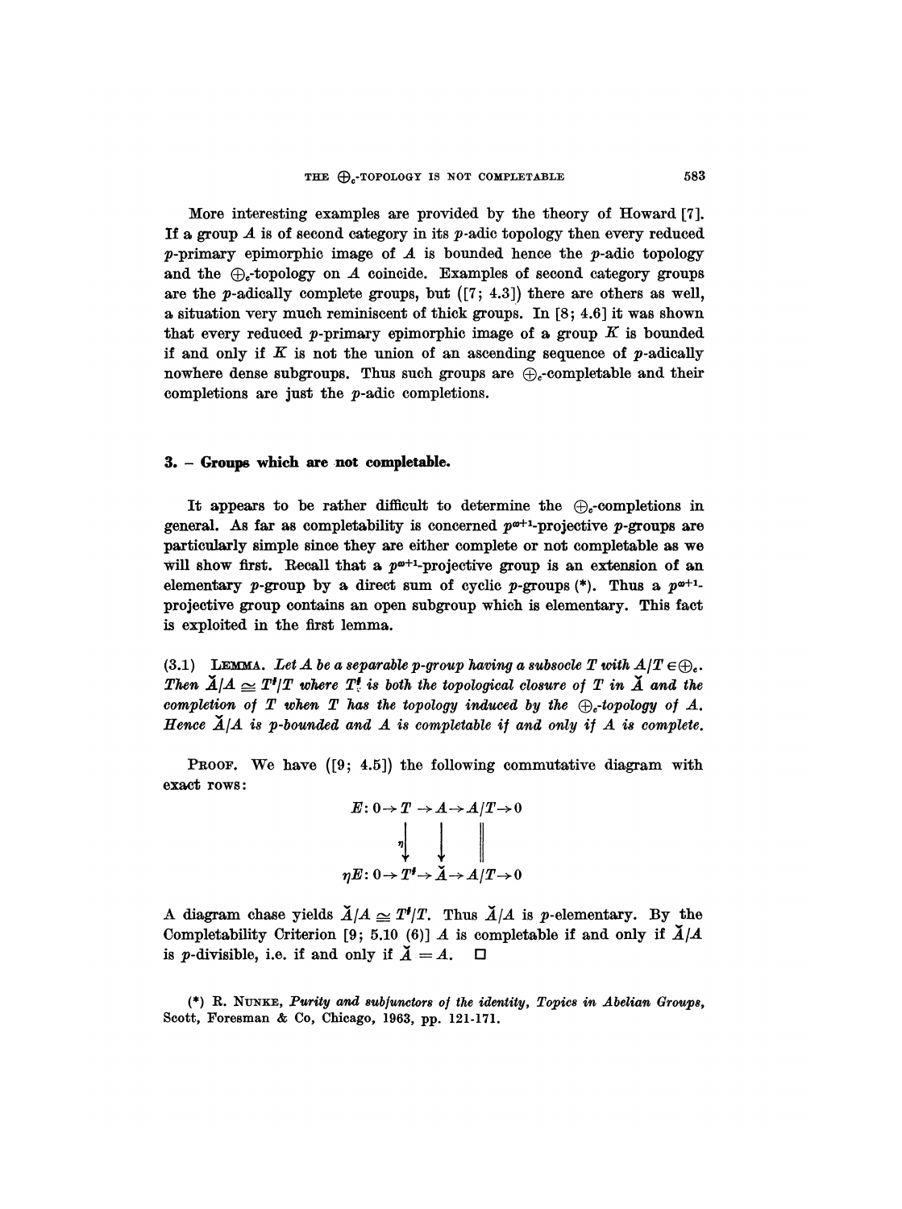More interesting examples are provided by the theory of Howard [7]. If a group $A$ is of second category in its $p$-adic topology then every reduced $p$-primary epimorphic image of $A$ is bounded hence the $p$-adic topology and the $\oplus_c$-topology on $A$ coincide. Examples of second category groups are the $p$-adically complete groups, but ([7; 4.3]) there are others as well, a situation very much reminiscent of thick groups. In [8; 4.6] it was shown that every reduced $p$-primary epimorphic image of a group $K$ is bounded if and only if $K$ is not the union of an ascending sequence of $p$-adically nowhere dense subgroups. Thus such groups are $\oplus_c$-completable and their completions are just the $p$-adic completions.

## 3. – Groups which are not completable.

It appears to be rather difficult to determine the $\oplus_c$-completions in general. As far as completability is concerned $p^{\omega+1}$-projective $p$-groups are particularly simple since they are either complete or not completable as we will show first. Recall that a $p^{\omega+1}$-projective group is an extension of an elementary $p$-group by a direct sum of cyclic $p$-groups (\*). Thus a $p^{\omega+1}$-projective group contains an open subgroup which is elementary. This fact is exploited in the first lemma.

(3.1) LEMMA. *Let $A$ be a separable $p$-group having a subsocle $T$ with $A/T \in \oplus_c$. Then $\check{A}/A \cong T^\sharp/T$ where $T^\sharp$ is both the topological closure of $T$ in $\check{A}$ and the completion of $T$ when $T$ has the topology induced by the $\oplus_c$-topology of $A$. Hence $\check{A}/A$ is $p$-bounded and $A$ is completable if and only if $A$ is complete.*

PROOF. We have ([9; 4.5]) the following commutative diagram with exact rows:

$$
\begin{array}{rccccccccc}
E\colon & 0 & \to & T & \to & A & \to & A/T & \to & 0 \\
 & & & \big\downarrow{\scriptstyle\eta} & & \big\downarrow & & \big\| & & \\
\eta E\colon & 0 & \to & T^\sharp & \to & \check{A} & \to & A/T & \to & 0
\end{array}
$$

A diagram chase yields $\check{A}/A \cong T^\sharp/T$. Thus $\check{A}/A$ is $p$-elementary. By the Completability Criterion [9; 5.10 (6)] $A$ is completable if and only if $\check{A}/A$ is $p$-divisible, i.e. if and only if $\check{A} = A$. $\square$

(\*) R. NUNKE, *Purity and subfunctors of the identity*, *Topics in Abelian Groups*, Scott, Foresman & Co, Chicago, 1963, pp. 121-171.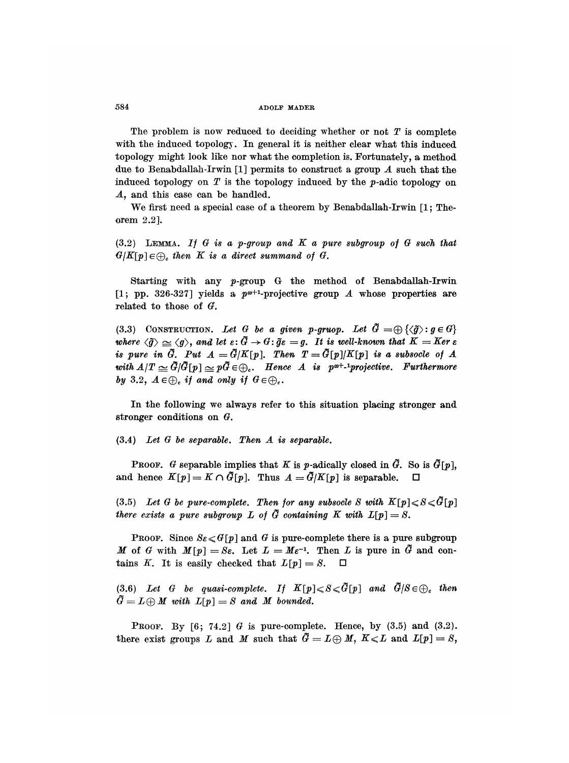The problem is now reduced to deciding whether or not $T$ is complete with the induced topology. In general it is neither clear what this induced topology might look like nor what the completion is. Fortunately, a method due to Benabdallah-Irwin [1] permits to construct a group $A$ such that the induced topology on $T$ is the topology induced by the $p$-adic topology on $A$, and this case can be handled.

We first need a special case of a theorem by Benabdallah-Irwin [1; Theorem 2.2].

(3.2) LEMMA. *If $G$ is a $p$-group and $K$ a pure subgroup of $G$ such that $G/K[p] \in \bigoplus_c$ then $K$ is a direct summand of $G$.*

Starting with any $p$-group G the method of Benabdallah-Irwin [1; pp. 326-327] yields a $p^{\omega+1}$-projective group $A$ whose properties are related to those of $G$.

(3.3) CONSTRUCTION. *Let $G$ be a given p-gruop. Let $\tilde{G} = \bigoplus \{\langle \tilde{g} \rangle : g \in G\}$ where $\langle \tilde{g} \rangle \cong \langle g \rangle$, and let $\varepsilon : \tilde{G} \to G : \tilde{g}\varepsilon = g$. It is well-known that $K = Ker\ \varepsilon$ is pure in $\tilde{G}$. Put $A = \tilde{G}/K[p]$. Then $T = \tilde{G}[p]/K[p]$ is a subsocle of $A$ with $A/T \cong \tilde{G}/\tilde{G}[p] \cong p\tilde{G} \in \bigoplus_c$. Hence $A$ is $p^{\omega+1}$projective. Furthermore by 3.2, $A \in \bigoplus_c$ if and only if $G \in \bigoplus_c$.*

In the following we always refer to this situation placing stronger and stronger conditions on $G$.

(3.4) *Let $G$ be separable. Then $A$ is separable.*

PROOF. $G$ separable implies that $K$ is $p$-adically closed in $\tilde{G}$. So is $\tilde{G}[p]$, and hence $K[p] = K \cap \tilde{G}[p]$. Thus $A = \tilde{G}/K[p]$ is separable. □

(3.5) *Let $G$ be pure-complete. Then for any subsocle $S$ with $K[p] \leqslant S \leqslant \tilde{G}[p]$ there exists a pure subgroup $L$ of $\tilde{G}$ containing $K$ with $L[p] = S$.*

PROOF. Since $S\varepsilon \leqslant G[p]$ and $G$ is pure-complete there is a pure subgroup $M$ of $G$ with $M[p] = S\varepsilon$. Let $L = M\varepsilon^{-1}$. Then $L$ is pure in $\tilde{G}$ and contains $K$. It is easily checked that $L[p] = S$. □

(3.6) *Let $G$ be quasi-complete. If $K[p] \leqslant S \leqslant \tilde{G}[p]$ and $\tilde{G}/S \in \bigoplus_c$ then $\tilde{G} = L \oplus M$ with $L[p] = S$ and $M$ bounded.*

PROOF. By [6; 74.2] $G$ is pure-complete. Hence, by (3.5) and (3.2). there exist groups $L$ and $M$ such that $\tilde{G} = L \oplus M$, $K \leqslant L$ and $L[p] = S$,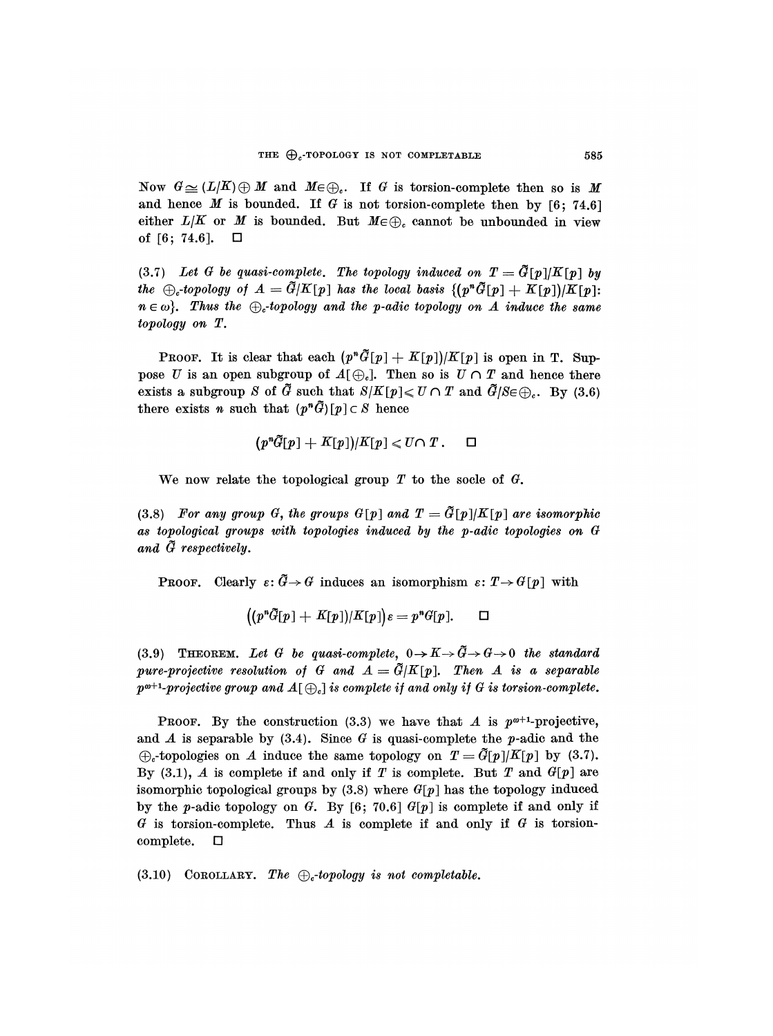Now $G \cong (L/K) \oplus M$ and $M \in \bigoplus_c$. If $G$ is torsion-complete then so is $M$ and hence $M$ is bounded. If $G$ is not torsion-complete then by [6; 74.6] either $L/K$ or $M$ is bounded. But $M \in \bigoplus_c$ cannot be unbounded in view of [6; 74.6]. $\square$

(3.7) *Let $G$ be quasi-complete. The topology induced on $T = \tilde{G}[p]/K[p]$ by the $\bigoplus_c$-topology of $A = \tilde{G}/K[p]$ has the local basis $\{(p^n\tilde{G}[p] + K[p])/K[p]$: $n \in \omega\}$. Thus the $\bigoplus_c$-topology and the $p$-adic topology on $A$ induce the same topology on $T$.*

PROOF. It is clear that each $(p^n\tilde{G}[p] + K[p])/K[p]$ is open in T. Suppose $U$ is an open subgroup of $A[\bigoplus_c]$. Then so is $U \cap T$ and hence there exists a subgroup $S$ of $\tilde{G}$ such that $S/K[p] \leqslant U \cap T$ and $\tilde{G}/S \in \bigoplus_c$. By (3.6) there exists $n$ such that $(p^n\tilde{G})[p] \subset S$ hence

$$(p^n\tilde{G}[p] + K[p])/K[p] \leqslant U \cap T . \quad \square$$

We now relate the topological group $T$ to the socle of $G$.

(3.8) *For any group $G$, the groups $G[p]$ and $T = \tilde{G}[p]/K[p]$ are isomorphic as topological groups with topologies induced by the $p$-adic topologies on $G$ and $\tilde{G}$ respectively.*

PROOF. Clearly $\varepsilon: \tilde{G} \to G$ induces an isomorphism $\varepsilon: T \to G[p]$ with

$$\big((p^n\tilde{G}[p] + K[p])/K[p]\big)\varepsilon = p^nG[p]. \quad \square$$

(3.9) THEOREM. *Let $G$ be quasi-complete, $0 \to K \to \tilde{G} \to G \to 0$ the standard pure-projective resolution of $G$ and $A = \tilde{G}/K[p]$. Then $A$ is a separable $p^{\omega+1}$-projective group and $A[\bigoplus_c]$ is complete if and only if $G$ is torsion-complete.*

PROOF. By the construction (3.3) we have that $A$ is $p^{\omega+1}$-projective, and $A$ is separable by (3.4). Since $G$ is quasi-complete the $p$-adic and the $\bigoplus_c$-topologies on $A$ induce the same topology on $T = \tilde{G}[p]/K[p]$ by (3.7). By (3.1), $A$ is complete if and only if $T$ is complete. But $T$ and $G[p]$ are isomorphic topological groups by (3.8) where $G[p]$ has the topology induced by the $p$-adic topology on $G$. By [6; 70.6] $G[p]$ is complete if and only if $G$ is torsion-complete. Thus $A$ is complete if and only if $G$ is torsion-complete. $\square$

(3.10) COROLLARY. *The $\bigoplus_c$-topology is not completable.*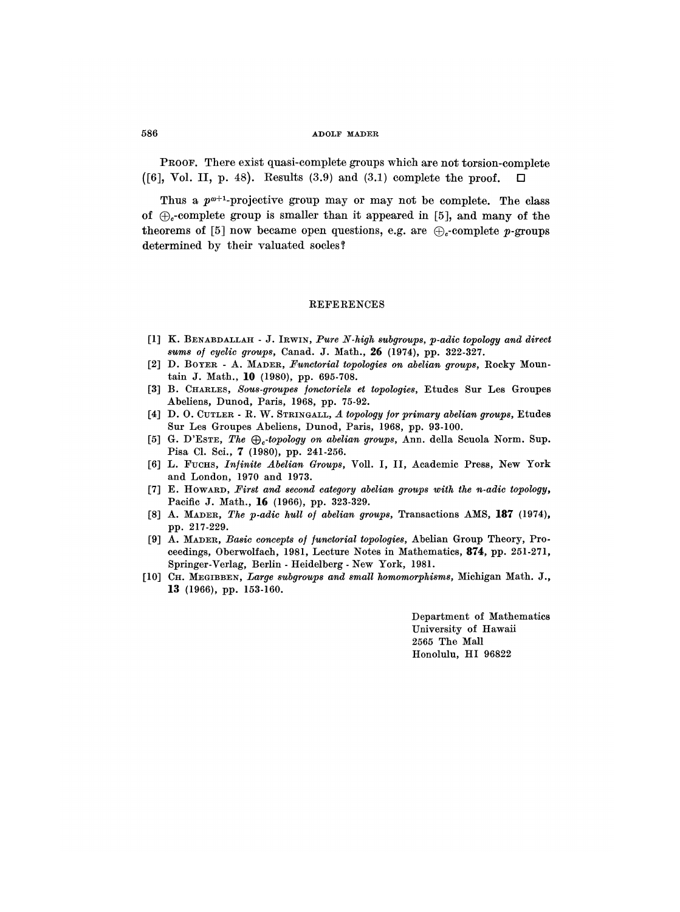PROOF. There exist quasi-complete groups which are not torsion-complete ([6], Vol. II, p. 48). Results (3.9) and (3.1) complete the proof. □

Thus a $p^{\omega+1}$-projective group may or may not be complete. The class of $\oplus_c$-complete group is smaller than it appeared in [5], and many of the theorems of [5] now became open questions, e.g. are $\oplus_c$-complete $p$-groups determined by their valuated socles?

## REFERENCES

[1] K. BENABDALLAH - J. IRWIN, *Pure N-high subgroups, p-adic topology and direct sums of cyclic groups*, Canad. J. Math., **26** (1974), pp. 322-327.

[2] D. BOYER - A. MADER, *Functorial topologies on abelian groups*, Rocky Mountain J. Math., **10** (1980), pp. 695-708.

[3] B. CHARLES, *Sous-groupes fonctoriels et topologies*, Etudes Sur Les Groupes Abeliens, Dunod, Paris, 1968, pp. 75-92.

[4] D. O. CUTLER - R. W. STRINGALL, *A topology for primary abelian groups*, Etudes Sur Les Groupes Abeliens, Dunod, Paris, 1968, pp. 93-100.

[5] G. D'ESTE, *The $\oplus_c$-topology on abelian groups*, Ann. della Scuola Norm. Sup. Pisa Cl. Sci., **7** (1980), pp. 241-256.

[6] L. FUCHS, *Infinite Abelian Groups*, Voll. I, II, Academic Press, New York and London, 1970 and 1973.

[7] E. HOWARD, *First and second category abelian groups with the n-adic topology*, Pacific J. Math., **16** (1966), pp. 323-329.

[8] A. MADER, *The p-adic hull of abelian groups*, Transactions AMS, **187** (1974), pp. 217-229.

[9] A. MADER, *Basic concepts of functorial topologies*, Abelian Group Theory, Proceedings, Oberwolfach, 1981, Lecture Notes in Mathematics, **874**, pp. 251-271, Springer-Verlag, Berlin - Heidelberg - New York, 1981.

[10] CH. MEGIBBEN, *Large subgroups and small homomorphisms*, Michigan Math. J., **13** (1966), pp. 153-160.

Department of Mathematics
University of Hawaii
2565 The Mall
Honolulu, HI 96822